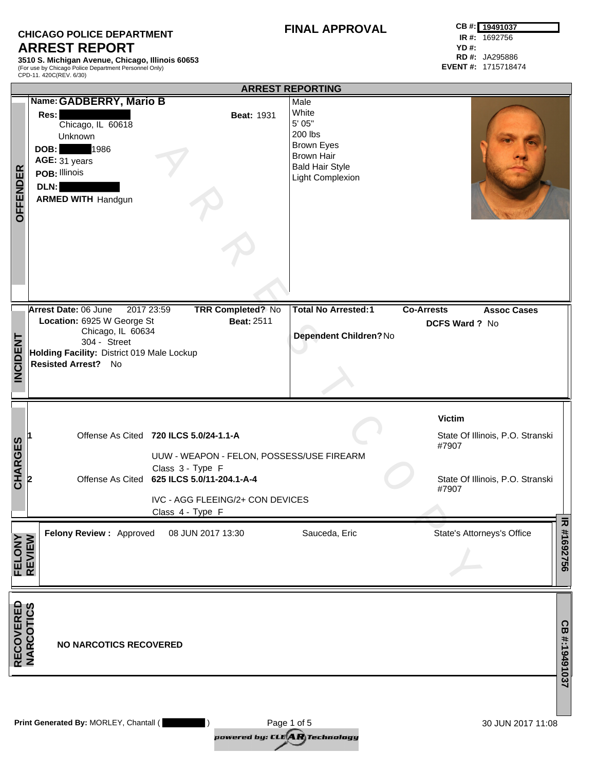**CHICAGO POLICE DEPARTMENT**

# ARREST REPORT

**3510 S. Michigan Avenue, Chicago, Illinois 60653**
(For use by Chicago Police Department Personnel Only)
CPD-11. 420C(REV. 6/30)

## FINAL APPROVAL

**CB #:** 19491037
**IR #:** 1692756
**YD #:**
**RD #:** JA295886
**EVENT #:** 1715718474

## ARREST REPORTING

### OFFENDER

**Name:** **GADBERRY, Mario B**
**Res:** [REDACTED]
Chicago, IL 60618
Unknown
**Beat:** 1931
**DOB:** [REDACTED] 1986
**AGE:** 31 years
**POB:** Illinois
**DLN:** [REDACTED]
**ARMED WITH** Handgun

Male
White
5' 05"
200 lbs
Brown Eyes
Brown Hair
Bald Hair Style
Light Complexion

### INCIDENT

**Arrest Date:** 06 June 2017 23:59
**TRR Completed?** No
**Location:** 6925 W George St
Chicago, IL 60634
304 - Street
**Beat:** 2511
**Holding Facility:** District 019 Male Lockup
**Resisted Arrest?** No

**Total No Arrested:** 1
**Co-Arrests**
**Assoc Cases**
**DCFS Ward ?** No
**Dependent Children?** No

### CHARGES

| # | | Offense | Victim |
|---|---|---|---|
| 1 | Offense As Cited | **720 ILCS 5.0/24-1.1-A**<br>UUW - WEAPON - FELON, POSSESS/USE FIREARM<br>Class 3 - Type F | State Of Illinois, P.O. Stranski #7907 |
| 2 | Offense As Cited | **625 ILCS 5.0/11-204.1-A-4**<br>IVC - AGG FLEEING/2+ CON DEVICES<br>Class 4 - Type F | State Of Illinois, P.O. Stranski #7907 |

### FELONY REVIEW

| **Felony Review :** Approved | 08 JUN 2017 13:30 | Sauceda, Eric | State's Attorneys's Office |
|---|---|---|---|

### RECOVERED NARCOTICS

**NO NARCOTICS RECOVERED**

**Print Generated By:** MORLEY, Chantall ( [REDACTED] ) — 30 JUN 2017 11:08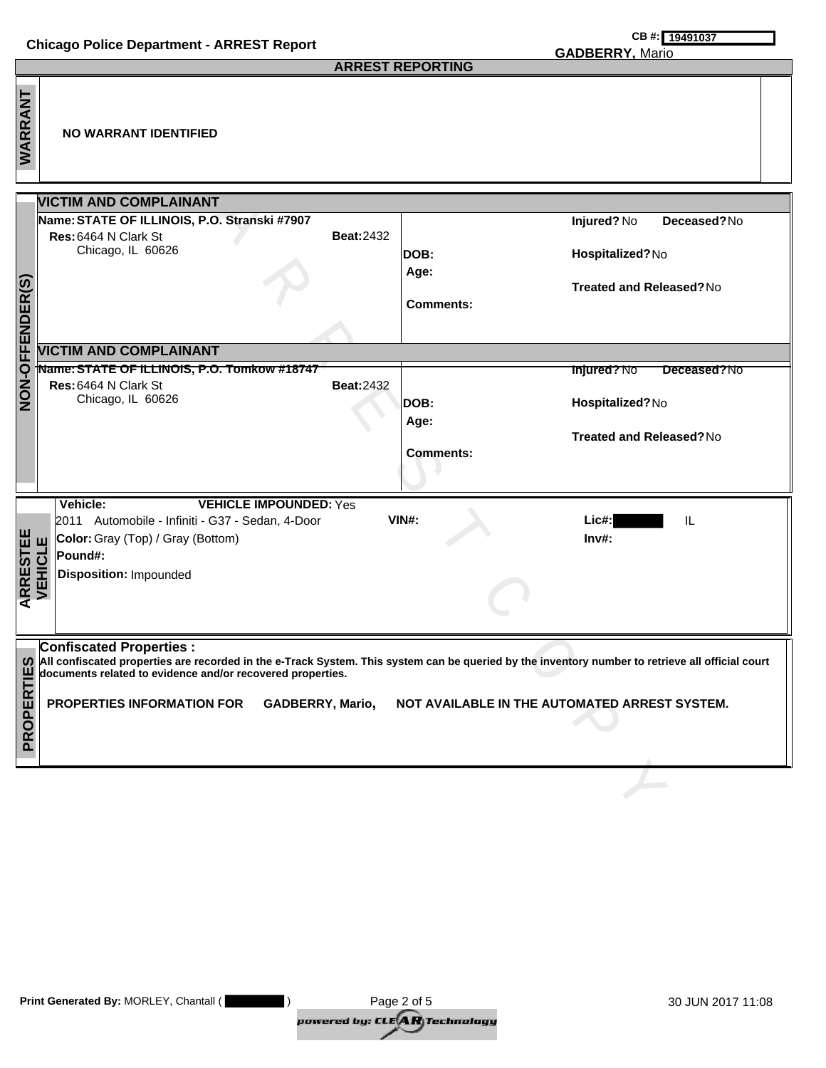**Chicago Police Department - ARREST Report**

**CB #:** 19491037

**GADBERRY,** Mario

## ARREST REPORTING

### WARRANT

**NO WARRANT IDENTIFIED**

### NON-OFFENDER(S)

#### VICTIM AND COMPLAINANT

**Name:** STATE OF ILLINOIS, P.O. Stranski #7907
**Res:** 6464 N Clark St
Chicago, IL 60626
**Beat:** 2432

**DOB:**
**Age:**
**Comments:**

**Injured?** No **Deceased?** No
**Hospitalized?** No
**Treated and Released?** No

#### VICTIM AND COMPLAINANT

**Name:** STATE OF ILLINOIS, P.O. Tomkow #18747
**Res:** 6464 N Clark St
Chicago, IL 60626
**Beat:** 2432

**DOB:**
**Age:**
**Comments:**

**Injured?** No **Deceased?** No
**Hospitalized?** No
**Treated and Released?** No

### ARRESTEE VEHICLE

**Vehicle:** **VEHICLE IMPOUNDED:** Yes
2011 Automobile - Infiniti - G37 - Sedan, 4-Door
**VIN#:**
**Lic#:** [REDACTED] IL
**Color:** Gray (Top) / Gray (Bottom)
**Inv#:**
**Pound#:**
**Disposition:** Impounded

### PROPERTIES

**Confiscated Properties :**
**All confiscated properties are recorded in the e-Track System. This system can be queried by the inventory number to retrieve all official court documents related to evidence and/or recovered properties.**

**PROPERTIES INFORMATION FOR GADBERRY, Mario, NOT AVAILABLE IN THE AUTOMATED ARREST SYSTEM.**

**Print Generated By:** MORLEY, Chantall ( [REDACTED] )

30 JUN 2017 11:08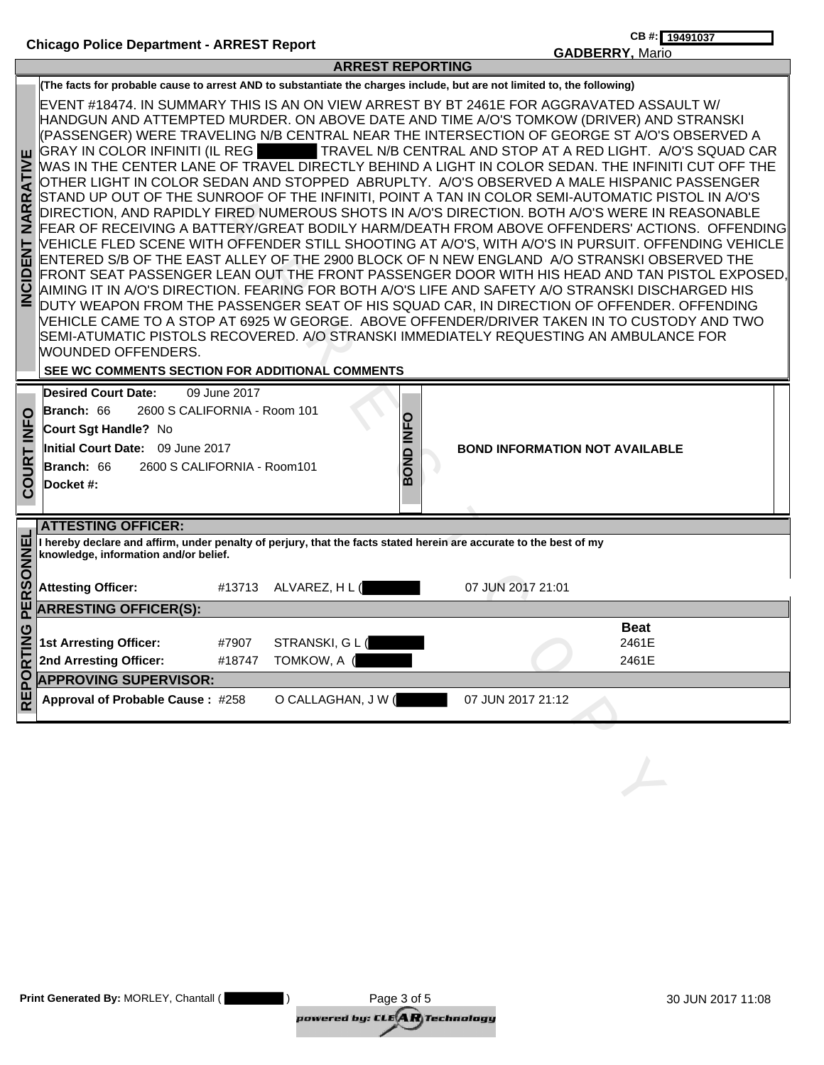**Chicago Police Department - ARREST Report**

**CB #:** 19491037

**GADBERRY,** Mario

## ARREST REPORTING

### INCIDENT NARRATIVE

**(The facts for probable cause to arrest AND to substantiate the charges include, but are not limited to, the following)**

EVENT #18474. IN SUMMARY THIS IS AN ON VIEW ARREST BY BT 2461E FOR AGGRAVATED ASSAULT W/ HANDGUN AND ATTEMPTED MURDER. ON ABOVE DATE AND TIME A/O'S TOMKOW (DRIVER) AND STRANSKI (PASSENGER) WERE TRAVELING N/B CENTRAL NEAR THE INTERSECTION OF GEORGE ST A/O'S OBSERVED A GRAY IN COLOR INFINITI (IL REG ████ TRAVEL N/B CENTRAL AND STOP AT A RED LIGHT. A/O'S SQUAD CAR WAS IN THE CENTER LANE OF TRAVEL DIRECTLY BEHIND A LIGHT IN COLOR SEDAN. THE INFINITI CUT OFF THE OTHER LIGHT IN COLOR SEDAN AND STOPPED ABRUPLTY. A/O'S OBSERVED A MALE HISPANIC PASSENGER STAND UP OUT OF THE SUNROOF OF THE INFINITI, POINT A TAN IN COLOR SEMI-AUTOMATIC PISTOL IN A/O'S DIRECTION, AND RAPIDLY FIRED NUMEROUS SHOTS IN A/O'S DIRECTION. BOTH A/O'S WERE IN REASONABLE FEAR OF RECEIVING A BATTERY/GREAT BODILY HARM/DEATH FROM ABOVE OFFENDERS' ACTIONS. OFFENDING VEHICLE FLED SCENE WITH OFFENDER STILL SHOOTING AT A/O'S, WITH A/O'S IN PURSUIT. OFFENDING VEHICLE ENTERED S/B OF THE EAST ALLEY OF THE 2900 BLOCK OF N NEW ENGLAND A/O STRANSKI OBSERVED THE FRONT SEAT PASSENGER LEAN OUT THE FRONT PASSENGER DOOR WITH HIS HEAD AND TAN PISTOL EXPOSED, AIMING IT IN A/O'S DIRECTION. FEARING FOR BOTH A/O'S LIFE AND SAFETY A/O STRANSKI DISCHARGED HIS DUTY WEAPON FROM THE PASSENGER SEAT OF HIS SQUAD CAR, IN DIRECTION OF OFFENDER. OFFENDING VEHICLE CAME TO A STOP AT 6925 W GEORGE. ABOVE OFFENDER/DRIVER TAKEN IN TO CUSTODY AND TWO SEMI-ATUMATIC PISTOLS RECOVERED. A/O STRANSKI IMMEDIATELY REQUESTING AN AMBULANCE FOR WOUNDED OFFENDERS.

**SEE WC COMMENTS SECTION FOR ADDITIONAL COMMENTS**

### COURT INFO

**Desired Court Date:** 09 June 2017
**Branch:** 66 2600 S CALIFORNIA - Room 101
**Court Sgt Handle?** No
**Initial Court Date:** 09 June 2017
**Branch:** 66 2600 S CALIFORNIA - Room101
**Docket #:**

### BOND INFO

**BOND INFORMATION NOT AVAILABLE**

### REPORTING PERSONNEL

**ATTESTING OFFICER:**

**I hereby declare and affirm, under penalty of perjury, that the facts stated herein are accurate to the best of my knowledge, information and/or belief.**

| | | | | |
|---|---|---|---|---|
| **Attesting Officer:** | #13713 | ALVAREZ, H L (████ | 07 JUN 2017 21:01 | |

**ARRESTING OFFICER(S):**

| | | | **Beat** |
|---|---|---|---|
| **1st Arresting Officer:** | #7907 | STRANSKI, G L (████ | 2461E |
| **2nd Arresting Officer:** | #18747 | TOMKOW, A (████ | 2461E |

**APPROVING SUPERVISOR:**

| | | | |
|---|---|---|---|
| **Approval of Probable Cause :** | #258 | O CALLAGHAN, J W (████ | 07 JUN 2017 21:12 |

**Print Generated By:** MORLEY, Chantall (████ )

30 JUN 2017 11:08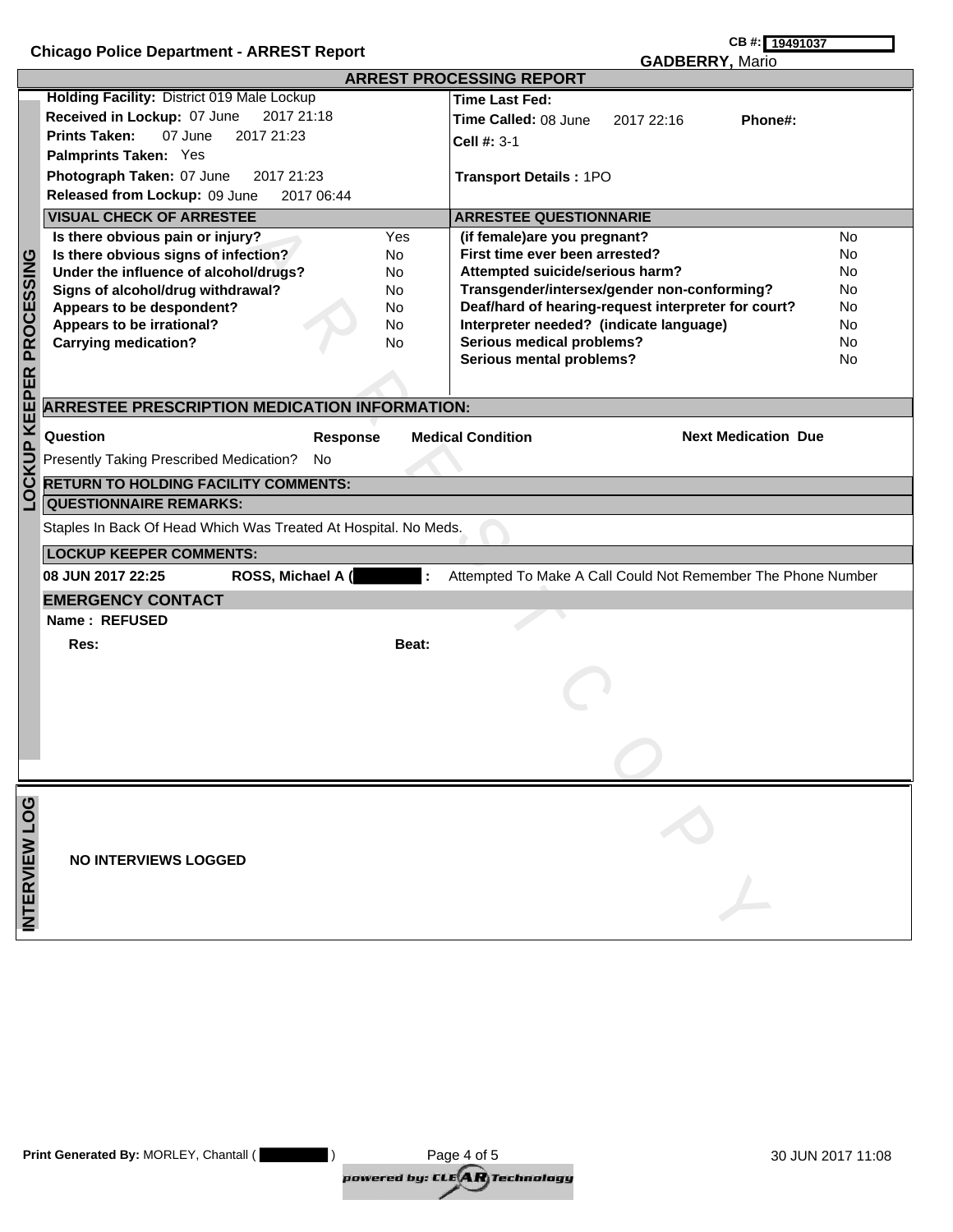**Chicago Police Department - ARREST Report**

**CB #:** 19491037

**GADBERRY,** Mario

## ARREST PROCESSING REPORT

### LOCKUP KEEPER PROCESSING

**Holding Facility:** District 019 Male Lockup
**Received in Lockup:** 07 June 2017 21:18
**Prints Taken:** 07 June 2017 21:23
**Palmprints Taken:** Yes
**Photograph Taken:** 07 June 2017 21:23
**Released from Lockup:** 09 June 2017 06:44

**Time Last Fed:**
**Time Called:** 08 June 2017 22:16 **Phone#:**
**Cell #:** 3-1
**Transport Details :** 1PO

| VISUAL CHECK OF ARRESTEE | |
|---|---|
| Is there obvious pain or injury? | Yes |
| Is there obvious signs of infection? | No |
| Under the influence of alcohol/drugs? | No |
| Signs of alcohol/drug withdrawal? | No |
| Appears to be despondent? | No |
| Appears to be irrational? | No |
| Carrying medication? | No |

| ARRESTEE QUESTIONNARIE | |
|---|---|
| (if female)are you pregnant? | No |
| First time ever been arrested? | No |
| Attempted suicide/serious harm? | No |
| Transgender/intersex/gender non-conforming? | No |
| Deaf/hard of hearing-request interpreter for court? | No |
| Interpreter needed? (indicate language) | No |
| Serious medical problems? | No |
| Serious mental problems? | No |

**ARRESTEE PRESCRIPTION MEDICATION INFORMATION:**

| Question | Response | Medical Condition | Next Medication Due |
|---|---|---|---|
| Presently Taking Prescribed Medication? | No | | |

**RETURN TO HOLDING FACILITY COMMENTS:**

**QUESTIONNAIRE REMARKS:**

Staples In Back Of Head Which Was Treated At Hospital. No Meds.

**LOCKUP KEEPER COMMENTS:**

**08 JUN 2017 22:25** **ROSS, Michael A (** [REDACTED] **:** Attempted To Make A Call Could Not Remember The Phone Number

**EMERGENCY CONTACT**

**Name : REFUSED**

**Res:** **Beat:**

### INTERVIEW LOG

**NO INTERVIEWS LOGGED**

**Print Generated By:** MORLEY, Chantall ( [REDACTED] ) 30 JUN 2017 11:08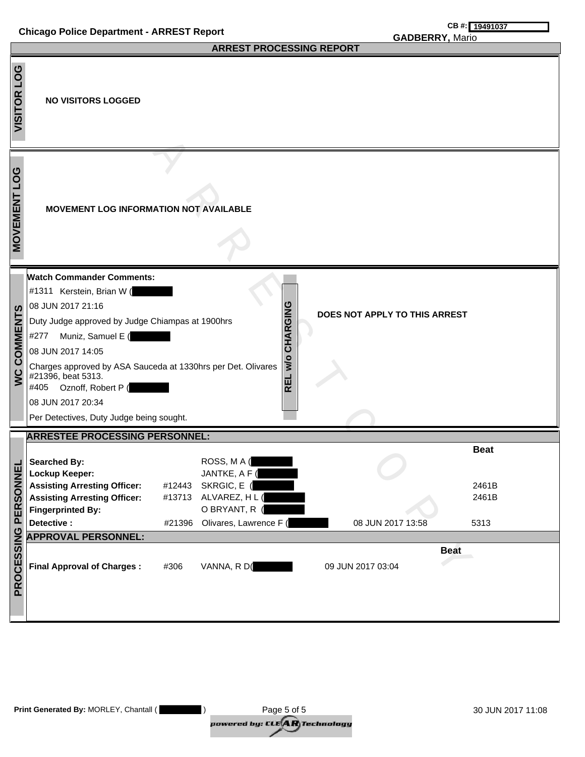## ARREST PROCESSING REPORT

### VISITOR LOG

**NO VISITORS LOGGED**

### MOVEMENT LOG

**MOVEMENT LOG INFORMATION NOT AVAILABLE**

### WC COMMENTS

**Watch Commander Comments:**

#1311 Kerstein, Brian W (

08 JUN 2017 21:16

Duty Judge approved by Judge Chiampas at 1900hrs

#277 Muniz, Samuel E (

08 JUN 2017 14:05

Charges approved by ASA Sauceda at 1330hrs per Det. Olivares #21396, beat 5313.

#405 Oznoff, Robert P (

08 JUN 2017 20:34

Per Detectives, Duty Judge being sought.

**REL w/o CHARGING**

**DOES NOT APPLY TO THIS ARREST**

### PROCESSING PERSONNEL

**ARRESTEE PROCESSING PERSONNEL:**

| | | | | Beat |
|---|---|---|---|---|
| **Searched By:** | | ROSS, M A ( | | |
| **Lockup Keeper:** | | JANTKE, A F ( | | |
| **Assisting Arresting Officer:** | #12443 | SKRGIC, E ( | | 2461B |
| **Assisting Arresting Officer:** | #13713 | ALVAREZ, H L ( | | 2461B |
| **Fingerprinted By:** | | O BRYANT, R ( | | |
| **Detective :** | #21396 | Olivares, Lawrence F ( | 08 JUN 2017 13:58 | 5313 |

**APPROVAL PERSONNEL:**

| | | | | Beat |
|---|---|---|---|---|
| **Final Approval of Charges :** | #306 | VANNA, R D( | 09 JUN 2017 03:04 | |